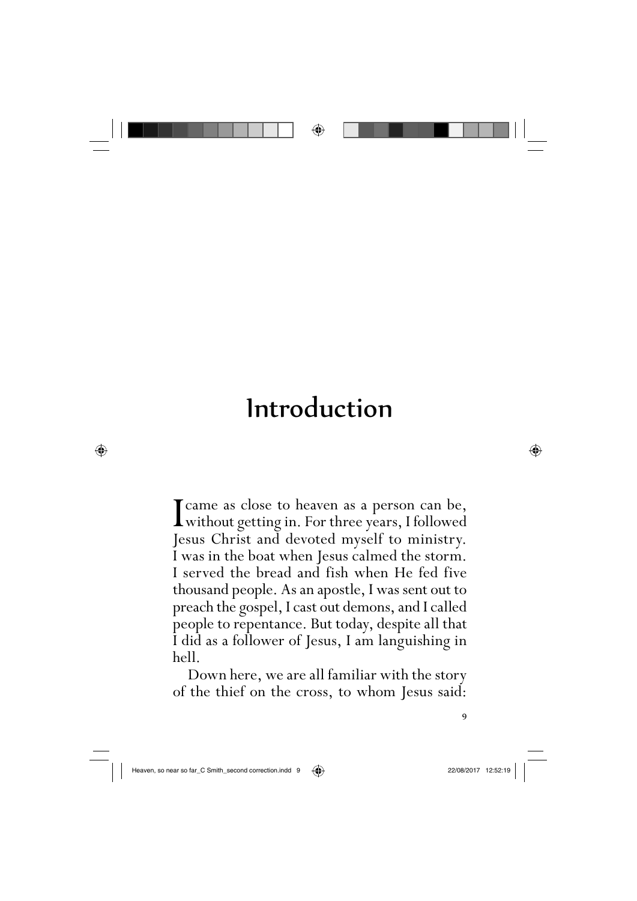# Introduction

I came as close to heaven as a person can be, without getting in. For three years, I followed Jesus Christ and devoted myself to ministry. I was in the boat when Jesus calmed the storm. I served the bread and fish when He fed five thousand people. As an apostle, I was sent out to preach the gospel, I cast out demons, and I called people to repentance. But today, despite all that I did as a follower of Jesus, I am languishing in hell.

Down here, we are all familiar with the story of the thief on the cross, to whom Jesus said: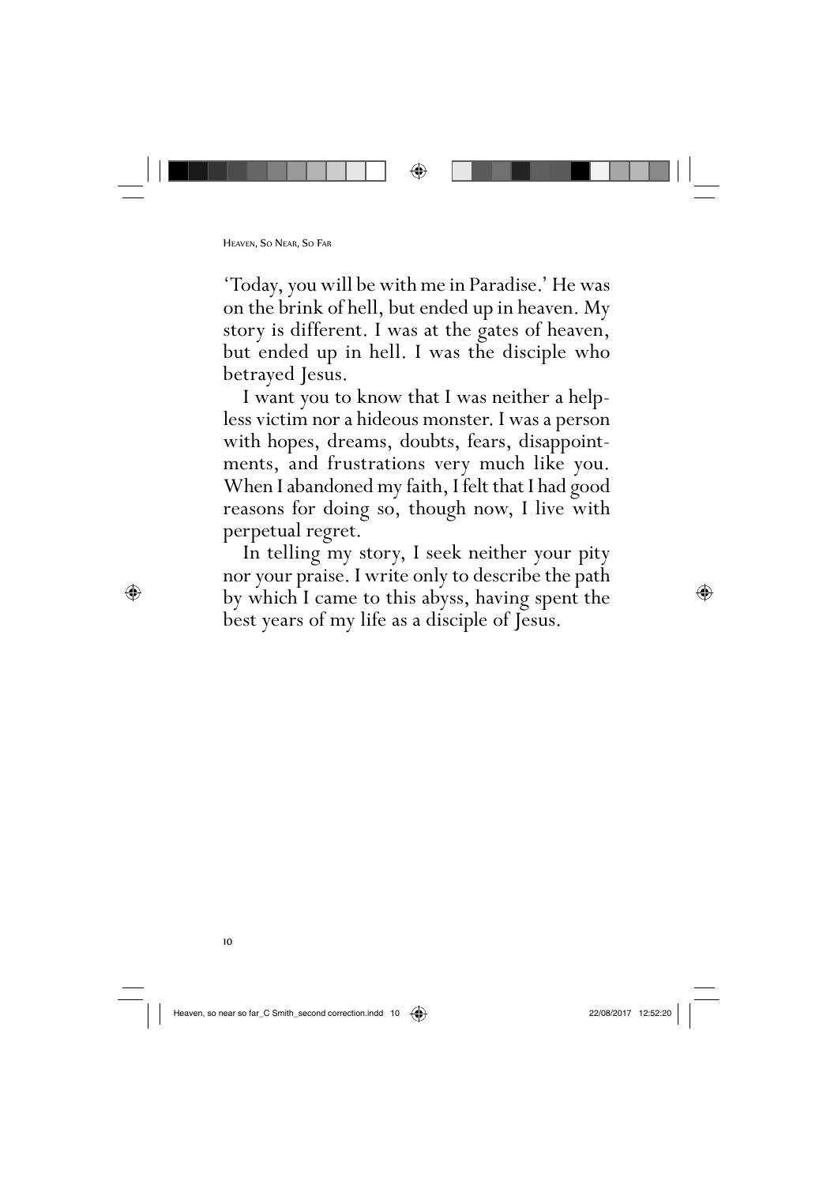'Today, you will be with me in Paradise.' He was on the brink of hell, but ended up in heaven. My story is different. I was at the gates of heaven, but ended up in hell. I was the disciple who betrayed Jesus.

I want you to know that I was neither a helpless victim nor a hideous monster. I was a person with hopes, dreams, doubts, fears, disappointments, and frustrations very much like you. When I abandoned my faith, I felt that I had good reasons for doing so, though now, I live with perpetual regret.

In telling my story, I seek neither your pity nor your praise. I write only to describe the path by which I came to this abyss, having spent the best years of my life as a disciple of Jesus.